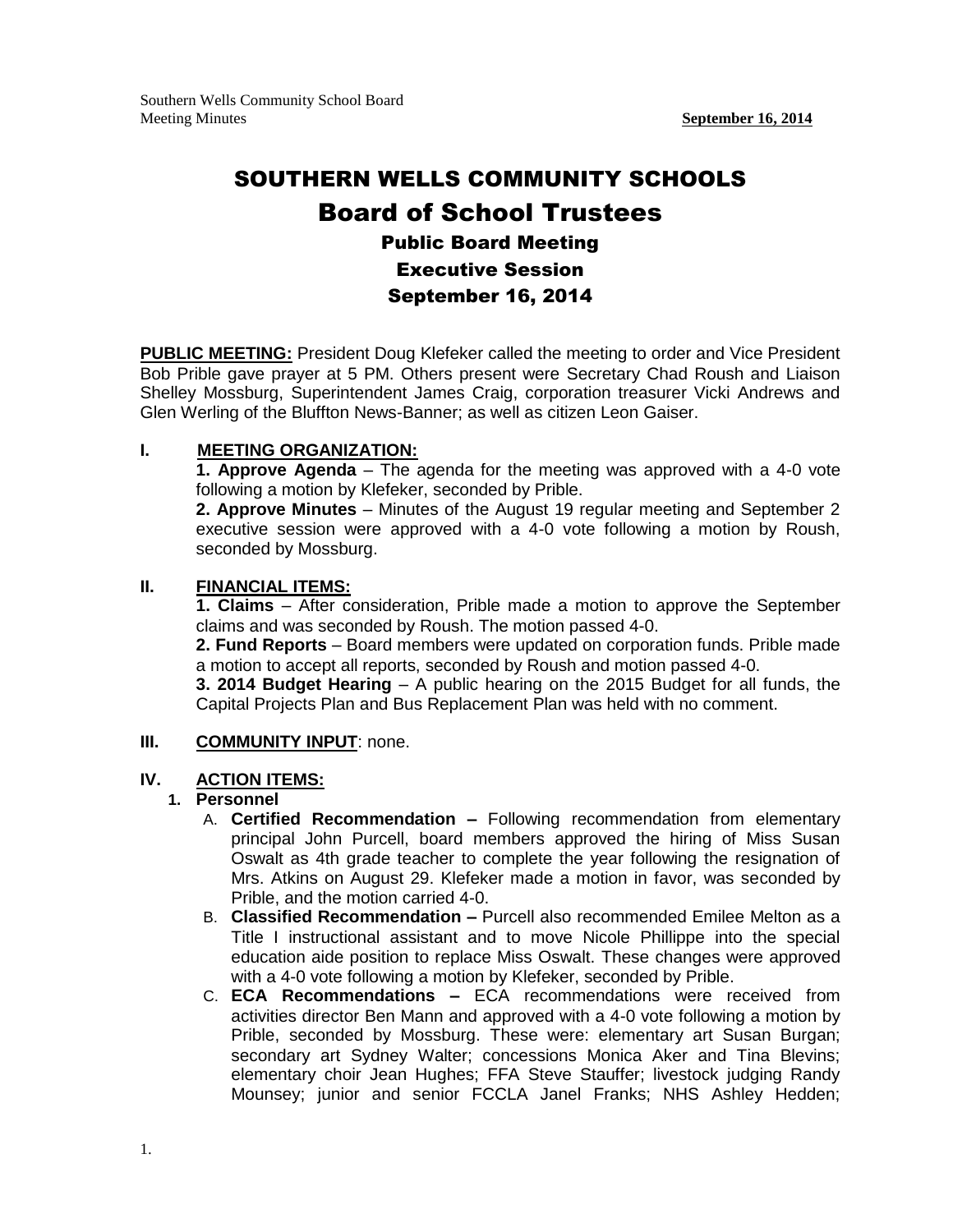# SOUTHERN WELLS COMMUNITY SCHOOLS

## Board of School Trustees

### Public Board Meeting

### Executive Session

### September 16, 2014

**PUBLIC MEETING:** President Doug Klefeker called the meeting to order and Vice President Bob Prible gave prayer at 5 PM. Others present were Secretary Chad Roush and Liaison Shelley Mossburg, Superintendent James Craig, corporation treasurer Vicki Andrews and Glen Werling of the Bluffton News-Banner; as well as citizen Leon Gaiser.

**I. MEETING ORGANIZATION:**

**1. Approve Agenda** – The agenda for the meeting was approved with a 4-0 vote following a motion by Klefeker, seconded by Prible.

**2. Approve Minutes** – Minutes of the August 19 regular meeting and September 2 executive session were approved with a 4-0 vote following a motion by Roush, seconded by Mossburg.

**II. FINANCIAL ITEMS:**

**1. Claims** – After consideration, Prible made a motion to approve the September claims and was seconded by Roush. The motion passed 4-0.

**2. Fund Reports** – Board members were updated on corporation funds. Prible made a motion to accept all reports, seconded by Roush and motion passed 4-0.

**3. 2014 Budget Hearing** – A public hearing on the 2015 Budget for all funds, the Capital Projects Plan and Bus Replacement Plan was held with no comment.

**III. COMMUNITY INPUT**: none.

**IV. ACTION ITEMS:**

1. **Personnel**
   - A. **Certified Recommendation –** Following recommendation from elementary principal John Purcell, board members approved the hiring of Miss Susan Oswalt as 4th grade teacher to complete the year following the resignation of Mrs. Atkins on August 29. Klefeker made a motion in favor, was seconded by Prible, and the motion carried 4-0.
   - B. **Classified Recommendation –** Purcell also recommended Emilee Melton as a Title I instructional assistant and to move Nicole Phillippe into the special education aide position to replace Miss Oswalt. These changes were approved with a 4-0 vote following a motion by Klefeker, seconded by Prible.
   - C. **ECA Recommendations –** ECA recommendations were received from activities director Ben Mann and approved with a 4-0 vote following a motion by Prible, seconded by Mossburg. These were: elementary art Susan Burgan; secondary art Sydney Walter; concessions Monica Aker and Tina Blevins; elementary choir Jean Hughes; FFA Steve Stauffer; livestock judging Randy Mounsey; junior and senior FCCLA Janel Franks; NHS Ashley Hedden;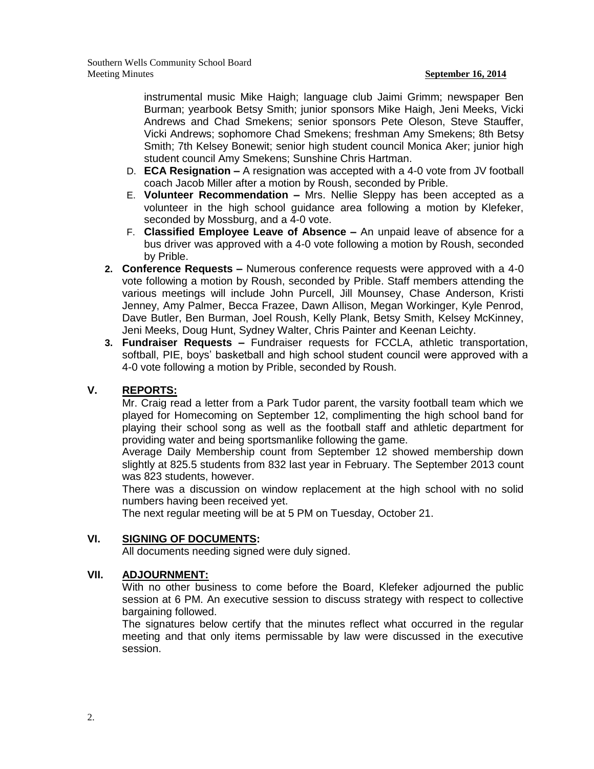instrumental music Mike Haigh; language club Jaimi Grimm; newspaper Ben Burman; yearbook Betsy Smith; junior sponsors Mike Haigh, Jeni Meeks, Vicki Andrews and Chad Smekens; senior sponsors Pete Oleson, Steve Stauffer, Vicki Andrews; sophomore Chad Smekens; freshman Amy Smekens; 8th Betsy Smith; 7th Kelsey Bonewit; senior high student council Monica Aker; junior high student council Amy Smekens; Sunshine Chris Hartman.

D. **ECA Resignation –** A resignation was accepted with a 4-0 vote from JV football coach Jacob Miller after a motion by Roush, seconded by Prible.
E. **Volunteer Recommendation –** Mrs. Nellie Sleppy has been accepted as a volunteer in the high school guidance area following a motion by Klefeker, seconded by Mossburg, and a 4-0 vote.
F. **Classified Employee Leave of Absence –** An unpaid leave of absence for a bus driver was approved with a 4-0 vote following a motion by Roush, seconded by Prible.

2. **Conference Requests –** Numerous conference requests were approved with a 4-0 vote following a motion by Roush, seconded by Prible. Staff members attending the various meetings will include John Purcell, Jill Mounsey, Chase Anderson, Kristi Jenney, Amy Palmer, Becca Frazee, Dawn Allison, Megan Workinger, Kyle Penrod, Dave Butler, Ben Burman, Joel Roush, Kelly Plank, Betsy Smith, Kelsey McKinney, Jeni Meeks, Doug Hunt, Sydney Walter, Chris Painter and Keenan Leichty.
3. **Fundraiser Requests –** Fundraiser requests for FCCLA, athletic transportation, softball, PIE, boys' basketball and high school student council were approved with a 4-0 vote following a motion by Prible, seconded by Roush.

## V. REPORTS:

Mr. Craig read a letter from a Park Tudor parent, the varsity football team which we played for Homecoming on September 12, complimenting the high school band for playing their school song as well as the football staff and athletic department for providing water and being sportsmanlike following the game.

Average Daily Membership count from September 12 showed membership down slightly at 825.5 students from 832 last year in February. The September 2013 count was 823 students, however.

There was a discussion on window replacement at the high school with no solid numbers having been received yet.

The next regular meeting will be at 5 PM on Tuesday, October 21.

## VI. SIGNING OF DOCUMENTS:

All documents needing signed were duly signed.

## VII. ADJOURNMENT:

With no other business to come before the Board, Klefeker adjourned the public session at 6 PM. An executive session to discuss strategy with respect to collective bargaining followed.

The signatures below certify that the minutes reflect what occurred in the regular meeting and that only items permissable by law were discussed in the executive session.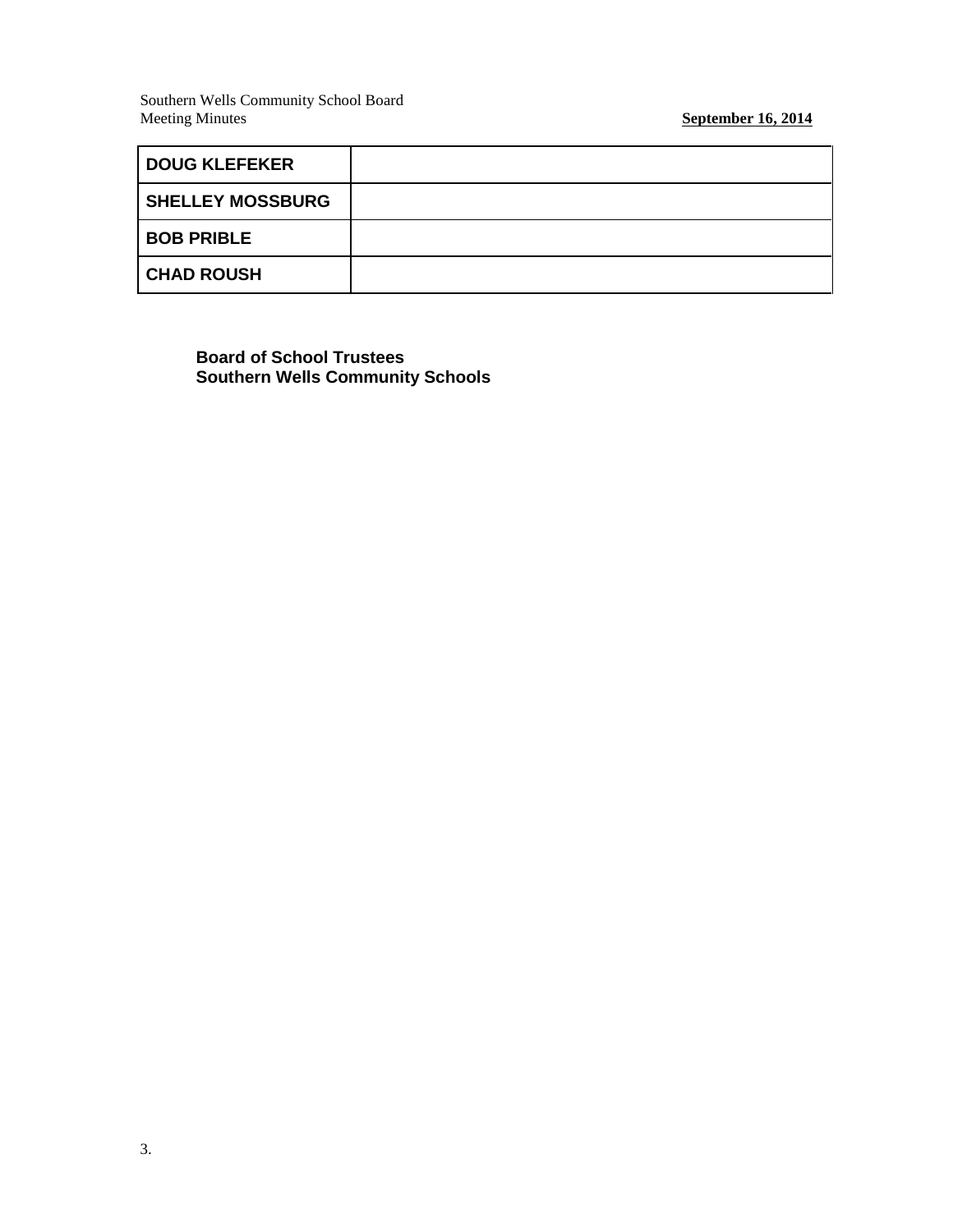| | |
|---|---|
| **DOUG KLEFEKER** | |
| **SHELLEY MOSSBURG** | |
| **BOB PRIBLE** | |
| **CHAD ROUSH** | |

**Board of School Trustees**
**Southern Wells Community Schools**